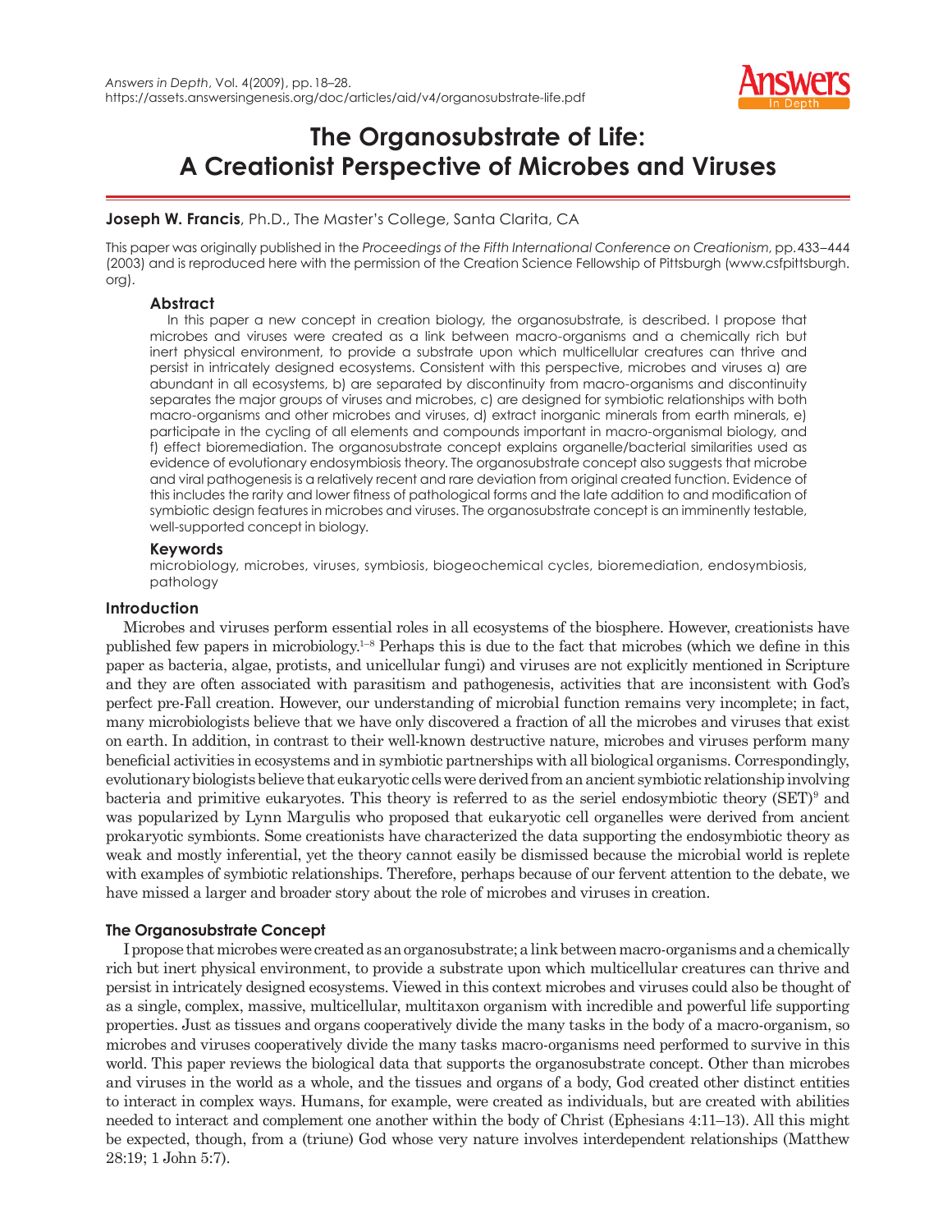*Answers in Depth*, Vol. 4(2009), pp. 18–28.
https://assets.answersingenesis.org/doc/articles/aid/v4/organosubstrate-life.pdf

# The Organosubstrate of Life: A Creationist Perspective of Microbes and Viruses

**Joseph W. Francis**, Ph.D., The Master's College, Santa Clarita, CA

This paper was originally published in the *Proceedings of the Fifth International Conference on Creationism*, pp. 433–444 (2003) and is reproduced here with the permission of the Creation Science Fellowship of Pittsburgh (www.csfpittsburgh.org).

### Abstract

In this paper a new concept in creation biology, the organosubstrate, is described. I propose that microbes and viruses were created as a link between macro-organisms and a chemically rich but inert physical environment, to provide a substrate upon which multicellular creatures can thrive and persist in intricately designed ecosystems. Consistent with this perspective, microbes and viruses a) are abundant in all ecosystems, b) are separated by discontinuity from macro-organisms and discontinuity separates the major groups of viruses and microbes, c) are designed for symbiotic relationships with both macro-organisms and other microbes and viruses, d) extract inorganic minerals from earth minerals, e) participate in the cycling of all elements and compounds important in macro-organismal biology, and f) effect bioremediation. The organosubstrate concept explains organelle/bacterial similarities used as evidence of evolutionary endosymbiosis theory. The organosubstrate concept also suggests that microbe and viral pathogenesis is a relatively recent and rare deviation from original created function. Evidence of this includes the rarity and lower fitness of pathological forms and the late addition to and modification of symbiotic design features in microbes and viruses. The organosubstrate concept is an imminently testable, well-supported concept in biology.

### Keywords

microbiology, microbes, viruses, symbiosis, biogeochemical cycles, bioremediation, endosymbiosis, pathology

## Introduction

Microbes and viruses perform essential roles in all ecosystems of the biosphere. However, creationists have published few papers in microbiology.[1–8] Perhaps this is due to the fact that microbes (which we define in this paper as bacteria, algae, protists, and unicellular fungi) and viruses are not explicitly mentioned in Scripture and they are often associated with parasitism and pathogenesis, activities that are inconsistent with God's perfect pre-Fall creation. However, our understanding of microbial function remains very incomplete; in fact, many microbiologists believe that we have only discovered a fraction of all the microbes and viruses that exist on earth. In addition, in contrast to their well-known destructive nature, microbes and viruses perform many beneficial activities in ecosystems and in symbiotic partnerships with all biological organisms. Correspondingly, evolutionary biologists believe that eukaryotic cells were derived from an ancient symbiotic relationship involving bacteria and primitive eukaryotes. This theory is referred to as the seriel endosymbiotic theory (SET)[9] and was popularized by Lynn Margulis who proposed that eukaryotic cell organelles were derived from ancient prokaryotic symbionts. Some creationists have characterized the data supporting the endosymbiotic theory as weak and mostly inferential, yet the theory cannot easily be dismissed because the microbial world is replete with examples of symbiotic relationships. Therefore, perhaps because of our fervent attention to the debate, we have missed a larger and broader story about the role of microbes and viruses in creation.

## The Organosubstrate Concept

I propose that microbes were created as an organosubstrate; a link between macro-organisms and a chemically rich but inert physical environment, to provide a substrate upon which multicellular creatures can thrive and persist in intricately designed ecosystems. Viewed in this context microbes and viruses could also be thought of as a single, complex, massive, multicellular, multitaxon organism with incredible and powerful life supporting properties. Just as tissues and organs cooperatively divide the many tasks in the body of a macro-organism, so microbes and viruses cooperatively divide the many tasks macro-organisms need performed to survive in this world. This paper reviews the biological data that supports the organosubstrate concept. Other than microbes and viruses in the world as a whole, and the tissues and organs of a body, God created other distinct entities to interact in complex ways. Humans, for example, were created as individuals, but are created with abilities needed to interact and complement one another within the body of Christ (Ephesians 4:11–13). All this might be expected, though, from a (triune) God whose very nature involves interdependent relationships (Matthew 28:19; 1 John 5:7).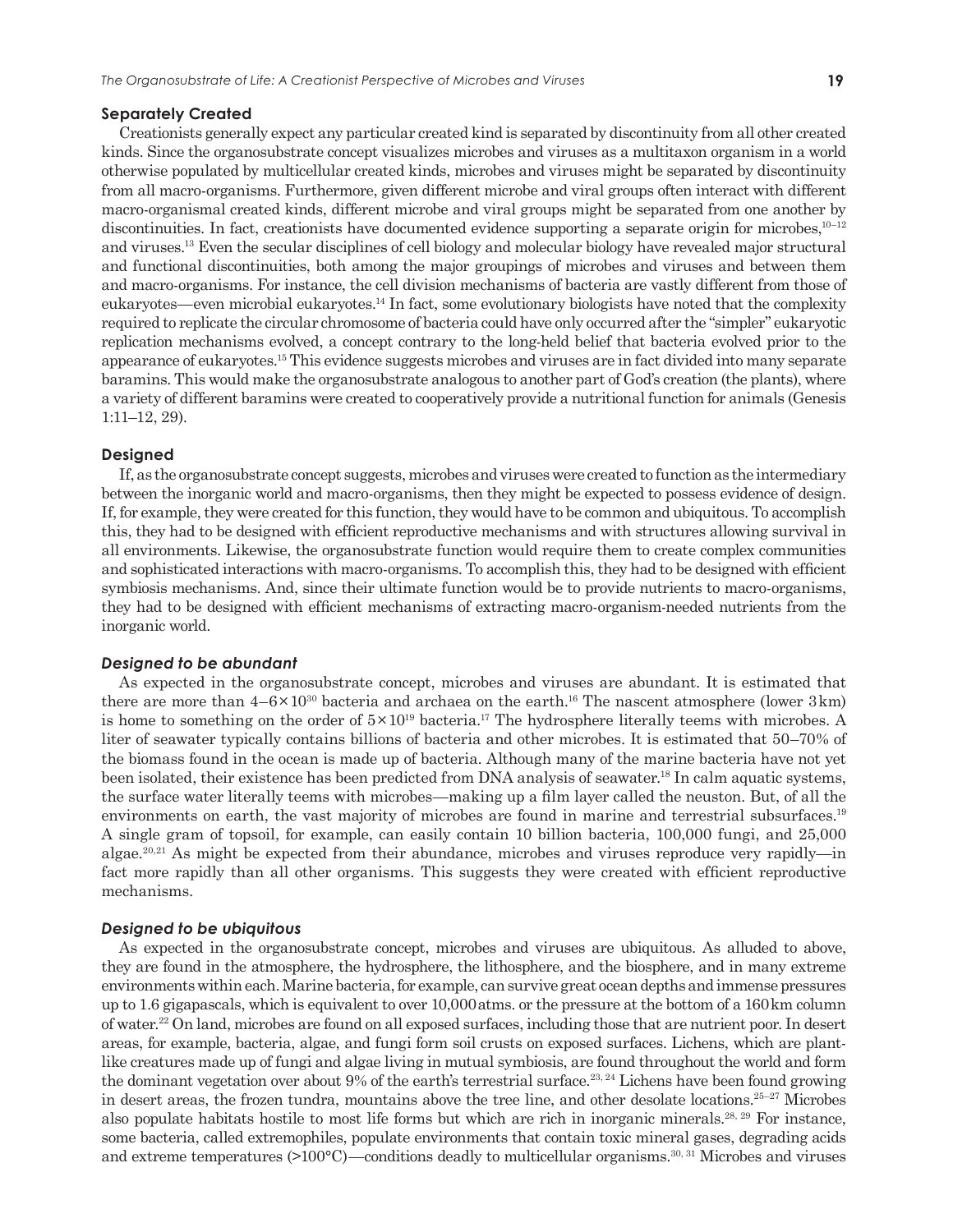## Separately Created

Creationists generally expect any particular created kind is separated by discontinuity from all other created kinds. Since the organosubstrate concept visualizes microbes and viruses as a multitaxon organism in a world otherwise populated by multicellular created kinds, microbes and viruses might be separated by discontinuity from all macro-organisms. Furthermore, given different microbe and viral groups often interact with different macro-organismal created kinds, different microbe and viral groups might be separated from one another by discontinuities. In fact, creationists have documented evidence supporting a separate origin for microbes,[10–12] and viruses.[13] Even the secular disciplines of cell biology and molecular biology have revealed major structural and functional discontinuities, both among the major groupings of microbes and viruses and between them and macro-organisms. For instance, the cell division mechanisms of bacteria are vastly different from those of eukaryotes—even microbial eukaryotes.[14] In fact, some evolutionary biologists have noted that the complexity required to replicate the circular chromosome of bacteria could have only occurred after the "simpler" eukaryotic replication mechanisms evolved, a concept contrary to the long-held belief that bacteria evolved prior to the appearance of eukaryotes.[15] This evidence suggests microbes and viruses are in fact divided into many separate baramins. This would make the organosubstrate analogous to another part of God's creation (the plants), where a variety of different baramins were created to cooperatively provide a nutritional function for animals (Genesis 1:11–12, 29).

## Designed

If, as the organosubstrate concept suggests, microbes and viruses were created to function as the intermediary between the inorganic world and macro-organisms, then they might be expected to possess evidence of design. If, for example, they were created for this function, they would have to be common and ubiquitous. To accomplish this, they had to be designed with efficient reproductive mechanisms and with structures allowing survival in all environments. Likewise, the organosubstrate function would require them to create complex communities and sophisticated interactions with macro-organisms. To accomplish this, they had to be designed with efficient symbiosis mechanisms. And, since their ultimate function would be to provide nutrients to macro-organisms, they had to be designed with efficient mechanisms of extracting macro-organism-needed nutrients from the inorganic world.

### *Designed to be abundant*

As expected in the organosubstrate concept, microbes and viruses are abundant. It is estimated that there are more than $4–6 \times 10^{30}$ bacteria and archaea on the earth.[16] The nascent atmosphere (lower 3 km) is home to something on the order of $5 \times 10^{19}$ bacteria.[17] The hydrosphere literally teems with microbes. A liter of seawater typically contains billions of bacteria and other microbes. It is estimated that 50–70% of the biomass found in the ocean is made up of bacteria. Although many of the marine bacteria have not yet been isolated, their existence has been predicted from DNA analysis of seawater.[18] In calm aquatic systems, the surface water literally teems with microbes—making up a film layer called the neuston. But, of all the environments on earth, the vast majority of microbes are found in marine and terrestrial subsurfaces.[19] A single gram of topsoil, for example, can easily contain 10 billion bacteria, 100,000 fungi, and 25,000 algae.[20,21] As might be expected from their abundance, microbes and viruses reproduce very rapidly—in fact more rapidly than all other organisms. This suggests they were created with efficient reproductive mechanisms.

### *Designed to be ubiquitous*

As expected in the organosubstrate concept, microbes and viruses are ubiquitous. As alluded to above, they are found in the atmosphere, the hydrosphere, the lithosphere, and the biosphere, and in many extreme environments within each. Marine bacteria, for example, can survive great ocean depths and immense pressures up to 1.6 gigapascals, which is equivalent to over 10,000 atms. or the pressure at the bottom of a 160 km column of water.[22] On land, microbes are found on all exposed surfaces, including those that are nutrient poor. In desert areas, for example, bacteria, algae, and fungi form soil crusts on exposed surfaces. Lichens, which are plant-like creatures made up of fungi and algae living in mutual symbiosis, are found throughout the world and form the dominant vegetation over about 9% of the earth's terrestrial surface.[23, 24] Lichens have been found growing in desert areas, the frozen tundra, mountains above the tree line, and other desolate locations.[25–27] Microbes also populate habitats hostile to most life forms but which are rich in inorganic minerals.[28, 29] For instance, some bacteria, called extremophiles, populate environments that contain toxic mineral gases, degrading acids and extreme temperatures (>100°C)—conditions deadly to multicellular organisms.[30, 31] Microbes and viruses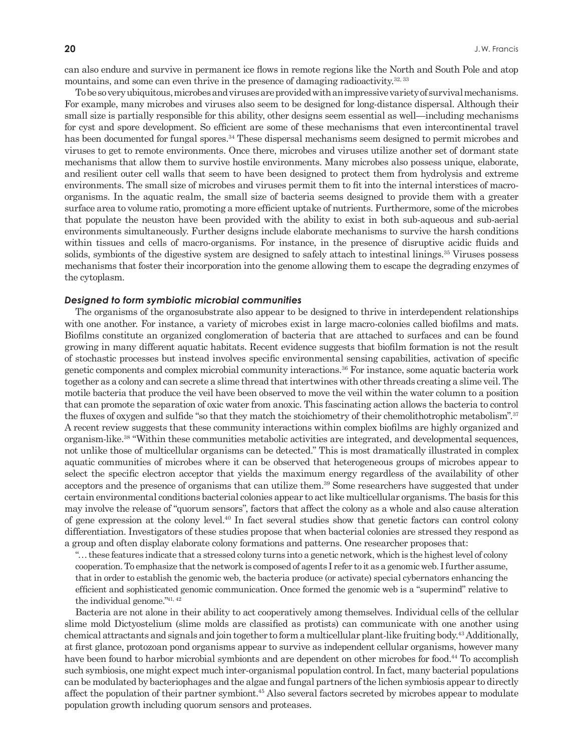can also endure and survive in permanent ice flows in remote regions like the North and South Pole and atop mountains, and some can even thrive in the presence of damaging radioactivity.[32, 33]

To be so very ubiquitous, microbes and viruses are provided with an impressive variety of survival mechanisms. For example, many microbes and viruses also seem to be designed for long-distance dispersal. Although their small size is partially responsible for this ability, other designs seem essential as well—including mechanisms for cyst and spore development. So efficient are some of these mechanisms that even intercontinental travel has been documented for fungal spores.[34] These dispersal mechanisms seem designed to permit microbes and viruses to get to remote environments. Once there, microbes and viruses utilize another set of dormant state mechanisms that allow them to survive hostile environments. Many microbes also possess unique, elaborate, and resilient outer cell walls that seem to have been designed to protect them from hydrolysis and extreme environments. The small size of microbes and viruses permit them to fit into the internal interstices of macro-organisms. In the aquatic realm, the small size of bacteria seems designed to provide them with a greater surface area to volume ratio, promoting a more efficient uptake of nutrients. Furthermore, some of the microbes that populate the neuston have been provided with the ability to exist in both sub-aqueous and sub-aerial environments simultaneously. Further designs include elaborate mechanisms to survive the harsh conditions within tissues and cells of macro-organisms. For instance, in the presence of disruptive acidic fluids and solids, symbionts of the digestive system are designed to safely attach to intestinal linings.[35] Viruses possess mechanisms that foster their incorporation into the genome allowing them to escape the degrading enzymes of the cytoplasm.

### *Designed to form symbiotic microbial communities*

The organisms of the organosubstrate also appear to be designed to thrive in interdependent relationships with one another. For instance, a variety of microbes exist in large macro-colonies called biofilms and mats. Biofilms constitute an organized conglomeration of bacteria that are attached to surfaces and can be found growing in many different aquatic habitats. Recent evidence suggests that biofilm formation is not the result of stochastic processes but instead involves specific environmental sensing capabilities, activation of specific genetic components and complex microbial community interactions.[36] For instance, some aquatic bacteria work together as a colony and can secrete a slime thread that intertwines with other threads creating a slime veil. The motile bacteria that produce the veil have been observed to move the veil within the water column to a position that can promote the separation of oxic water from anoxic. This fascinating action allows the bacteria to control the fluxes of oxygen and sulfide "so that they match the stoichiometry of their chemolithotrophic metabolism".[37] A recent review suggests that these community interactions within complex biofilms are highly organized and organism-like.[38] "Within these communities metabolic activities are integrated, and developmental sequences, not unlike those of multicellular organisms can be detected." This is most dramatically illustrated in complex aquatic communities of microbes where it can be observed that heterogeneous groups of microbes appear to select the specific electron acceptor that yields the maximum energy regardless of the availability of other acceptors and the presence of organisms that can utilize them.[39] Some researchers have suggested that under certain environmental conditions bacterial colonies appear to act like multicellular organisms. The basis for this may involve the release of "quorum sensors", factors that affect the colony as a whole and also cause alteration of gene expression at the colony level.[40] In fact several studies show that genetic factors can control colony differentiation. Investigators of these studies propose that when bacterial colonies are stressed they respond as a group and often display elaborate colony formations and patterns. One researcher proposes that:

> "… these features indicate that a stressed colony turns into a genetic network, which is the highest level of colony cooperation. To emphasize that the network is composed of agents I refer to it as a genomic web. I further assume, that in order to establish the genomic web, the bacteria produce (or activate) special cybernators enhancing the efficient and sophisticated genomic communication. Once formed the genomic web is a "supermind" relative to the individual genome."[41, 42]

Bacteria are not alone in their ability to act cooperatively among themselves. Individual cells of the cellular slime mold Dictyostelium (slime molds are classified as protists) can communicate with one another using chemical attractants and signals and join together to form a multicellular plant-like fruiting body.[43] Additionally, at first glance, protozoan pond organisms appear to survive as independent cellular organisms, however many have been found to harbor microbial symbionts and are dependent on other microbes for food.[44] To accomplish such symbiosis, one might expect much inter-organismal population control. In fact, many bacterial populations can be modulated by bacteriophages and the algae and fungal partners of the lichen symbiosis appear to directly affect the population of their partner symbiont.[45] Also several factors secreted by microbes appear to modulate population growth including quorum sensors and proteases.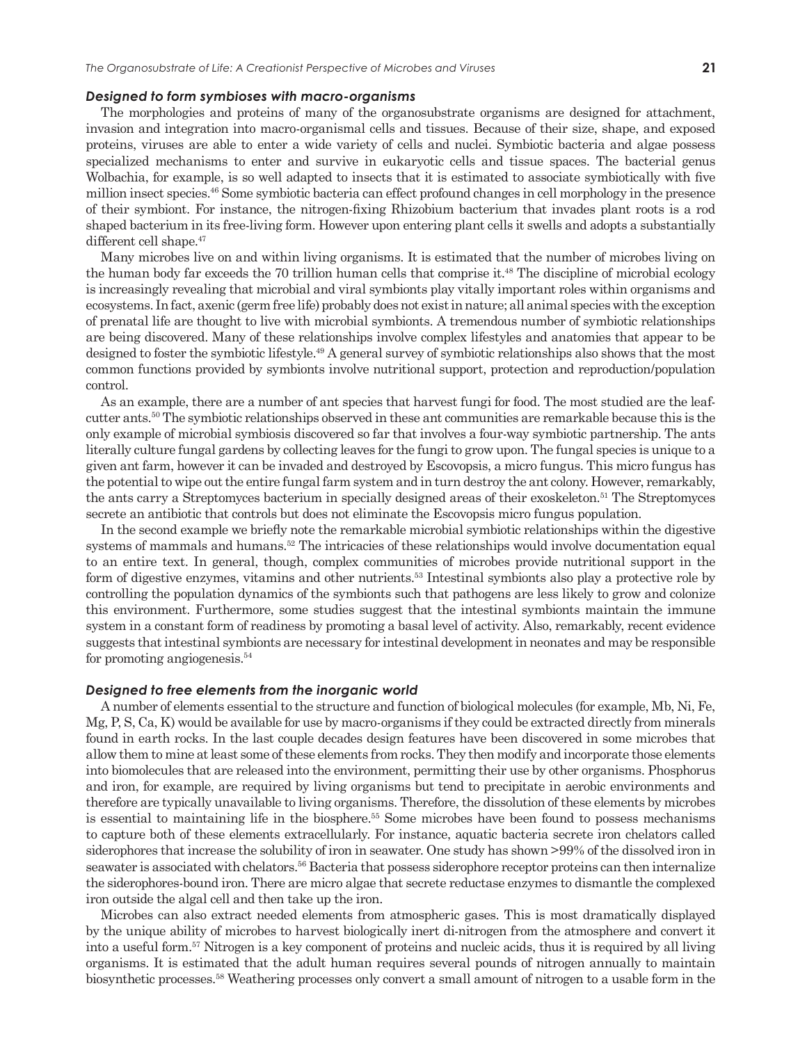### *Designed to form symbioses with macro-organisms*

The morphologies and proteins of many of the organosubstrate organisms are designed for attachment, invasion and integration into macro-organismal cells and tissues. Because of their size, shape, and exposed proteins, viruses are able to enter a wide variety of cells and nuclei. Symbiotic bacteria and algae possess specialized mechanisms to enter and survive in eukaryotic cells and tissue spaces. The bacterial genus Wolbachia, for example, is so well adapted to insects that it is estimated to associate symbiotically with five million insect species.[46] Some symbiotic bacteria can effect profound changes in cell morphology in the presence of their symbiont. For instance, the nitrogen-fixing Rhizobium bacterium that invades plant roots is a rod shaped bacterium in its free-living form. However upon entering plant cells it swells and adopts a substantially different cell shape.[47]

Many microbes live on and within living organisms. It is estimated that the number of microbes living on the human body far exceeds the 70 trillion human cells that comprise it.[48] The discipline of microbial ecology is increasingly revealing that microbial and viral symbionts play vitally important roles within organisms and ecosystems. In fact, axenic (germ free life) probably does not exist in nature; all animal species with the exception of prenatal life are thought to live with microbial symbionts. A tremendous number of symbiotic relationships are being discovered. Many of these relationships involve complex lifestyles and anatomies that appear to be designed to foster the symbiotic lifestyle.[49] A general survey of symbiotic relationships also shows that the most common functions provided by symbionts involve nutritional support, protection and reproduction/population control.

As an example, there are a number of ant species that harvest fungi for food. The most studied are the leaf-cutter ants.[50] The symbiotic relationships observed in these ant communities are remarkable because this is the only example of microbial symbiosis discovered so far that involves a four-way symbiotic partnership. The ants literally culture fungal gardens by collecting leaves for the fungi to grow upon. The fungal species is unique to a given ant farm, however it can be invaded and destroyed by Escovopsis, a micro fungus. This micro fungus has the potential to wipe out the entire fungal farm system and in turn destroy the ant colony. However, remarkably, the ants carry a Streptomyces bacterium in specially designed areas of their exoskeleton.[51] The Streptomyces secrete an antibiotic that controls but does not eliminate the Escovopsis micro fungus population.

In the second example we briefly note the remarkable microbial symbiotic relationships within the digestive systems of mammals and humans.[52] The intricacies of these relationships would involve documentation equal to an entire text. In general, though, complex communities of microbes provide nutritional support in the form of digestive enzymes, vitamins and other nutrients.[53] Intestinal symbionts also play a protective role by controlling the population dynamics of the symbionts such that pathogens are less likely to grow and colonize this environment. Furthermore, some studies suggest that the intestinal symbionts maintain the immune system in a constant form of readiness by promoting a basal level of activity. Also, remarkably, recent evidence suggests that intestinal symbionts are necessary for intestinal development in neonates and may be responsible for promoting angiogenesis.[54]

### *Designed to free elements from the inorganic world*

A number of elements essential to the structure and function of biological molecules (for example, Mb, Ni, Fe, Mg, P, S, Ca, K) would be available for use by macro-organisms if they could be extracted directly from minerals found in earth rocks. In the last couple decades design features have been discovered in some microbes that allow them to mine at least some of these elements from rocks. They then modify and incorporate those elements into biomolecules that are released into the environment, permitting their use by other organisms. Phosphorus and iron, for example, are required by living organisms but tend to precipitate in aerobic environments and therefore are typically unavailable to living organisms. Therefore, the dissolution of these elements by microbes is essential to maintaining life in the biosphere.[55] Some microbes have been found to possess mechanisms to capture both of these elements extracellularly. For instance, aquatic bacteria secrete iron chelators called siderophores that increase the solubility of iron in seawater. One study has shown >99% of the dissolved iron in seawater is associated with chelators.[56] Bacteria that possess siderophore receptor proteins can then internalize the siderophores-bound iron. There are micro algae that secrete reductase enzymes to dismantle the complexed iron outside the algal cell and then take up the iron.

Microbes can also extract needed elements from atmospheric gases. This is most dramatically displayed by the unique ability of microbes to harvest biologically inert di-nitrogen from the atmosphere and convert it into a useful form.[57] Nitrogen is a key component of proteins and nucleic acids, thus it is required by all living organisms. It is estimated that the adult human requires several pounds of nitrogen annually to maintain biosynthetic processes.[58] Weathering processes only convert a small amount of nitrogen to a usable form in the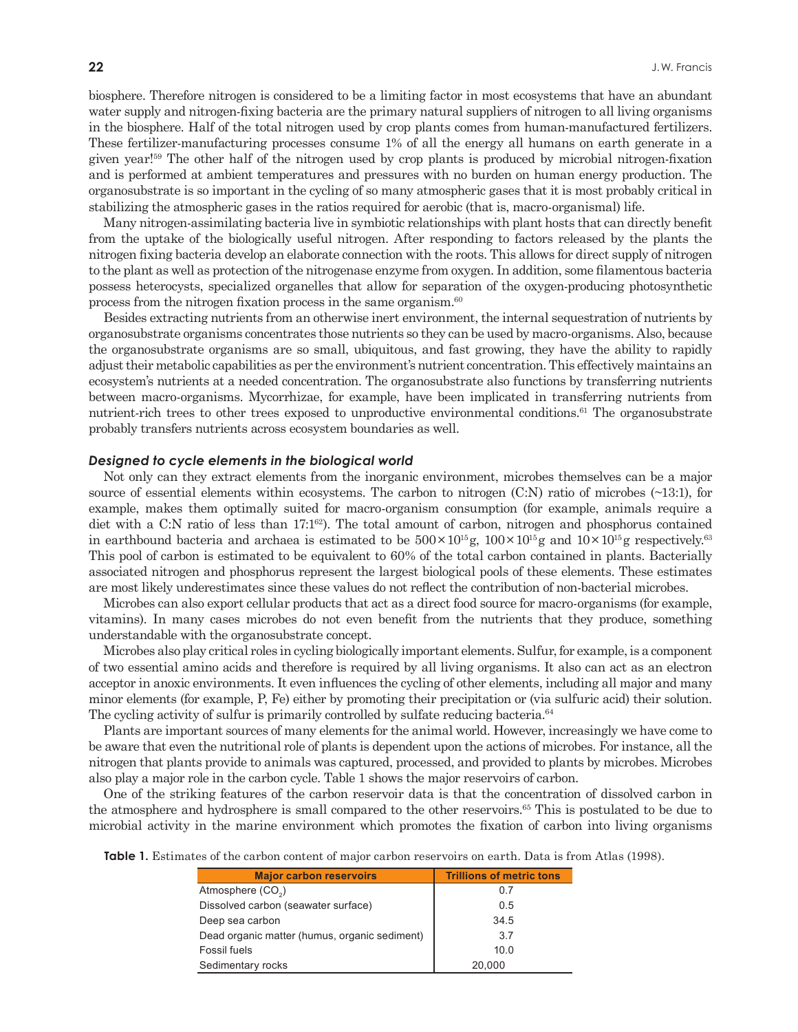biosphere. Therefore nitrogen is considered to be a limiting factor in most ecosystems that have an abundant water supply and nitrogen-fixing bacteria are the primary natural suppliers of nitrogen to all living organisms in the biosphere. Half of the total nitrogen used by crop plants comes from human-manufactured fertilizers. These fertilizer-manufacturing processes consume 1% of all the energy all humans on earth generate in a given year![59] The other half of the nitrogen used by crop plants is produced by microbial nitrogen-fixation and is performed at ambient temperatures and pressures with no burden on human energy production. The organosubstrate is so important in the cycling of so many atmospheric gases that it is most probably critical in stabilizing the atmospheric gases in the ratios required for aerobic (that is, macro-organismal) life.

Many nitrogen-assimilating bacteria live in symbiotic relationships with plant hosts that can directly benefit from the uptake of the biologically useful nitrogen. After responding to factors released by the plants the nitrogen fixing bacteria develop an elaborate connection with the roots. This allows for direct supply of nitrogen to the plant as well as protection of the nitrogenase enzyme from oxygen. In addition, some filamentous bacteria possess heterocysts, specialized organelles that allow for separation of the oxygen-producing photosynthetic process from the nitrogen fixation process in the same organism.[60]

Besides extracting nutrients from an otherwise inert environment, the internal sequestration of nutrients by organosubstrate organisms concentrates those nutrients so they can be used by macro-organisms. Also, because the organosubstrate organisms are so small, ubiquitous, and fast growing, they have the ability to rapidly adjust their metabolic capabilities as per the environment's nutrient concentration. This effectively maintains an ecosystem's nutrients at a needed concentration. The organosubstrate also functions by transferring nutrients between macro-organisms. Mycorrhizae, for example, have been implicated in transferring nutrients from nutrient-rich trees to other trees exposed to unproductive environmental conditions.[61] The organosubstrate probably transfers nutrients across ecosystem boundaries as well.

### *Designed to cycle elements in the biological world*

Not only can they extract elements from the inorganic environment, microbes themselves can be a major source of essential elements within ecosystems. The carbon to nitrogen (C:N) ratio of microbes (~13:1), for example, makes them optimally suited for macro-organism consumption (for example, animals require a diet with a C:N ratio of less than 17:1[62]). The total amount of carbon, nitrogen and phosphorus contained in earthbound bacteria and archaea is estimated to be $500 \times 10^{15}$ g, $100 \times 10^{15}$ g and $10 \times 10^{15}$ g respectively.[63] This pool of carbon is estimated to be equivalent to 60% of the total carbon contained in plants. Bacterially associated nitrogen and phosphorus represent the largest biological pools of these elements. These estimates are most likely underestimates since these values do not reflect the contribution of non-bacterial microbes.

Microbes can also export cellular products that act as a direct food source for macro-organisms (for example, vitamins). In many cases microbes do not even benefit from the nutrients that they produce, something understandable with the organosubstrate concept.

Microbes also play critical roles in cycling biologically important elements. Sulfur, for example, is a component of two essential amino acids and therefore is required by all living organisms. It also can act as an electron acceptor in anoxic environments. It even influences the cycling of other elements, including all major and many minor elements (for example, P, Fe) either by promoting their precipitation or (via sulfuric acid) their solution. The cycling activity of sulfur is primarily controlled by sulfate reducing bacteria.[64]

Plants are important sources of many elements for the animal world. However, increasingly we have come to be aware that even the nutritional role of plants is dependent upon the actions of microbes. For instance, all the nitrogen that plants provide to animals was captured, processed, and provided to plants by microbes. Microbes also play a major role in the carbon cycle. Table 1 shows the major reservoirs of carbon.

One of the striking features of the carbon reservoir data is that the concentration of dissolved carbon in the atmosphere and hydrosphere is small compared to the other reservoirs.[65] This is postulated to be due to microbial activity in the marine environment which promotes the fixation of carbon into living organisms

**Table 1.** Estimates of the carbon content of major carbon reservoirs on earth. Data is from Atlas (1998).

| Major carbon reservoirs | Trillions of metric tons |
|---|---|
| Atmosphere ($CO_2$) | 0.7 |
| Dissolved carbon (seawater surface) | 0.5 |
| Deep sea carbon | 34.5 |
| Dead organic matter (humus, organic sediment) | 3.7 |
| Fossil fuels | 10.0 |
| Sedimentary rocks | 20,000 |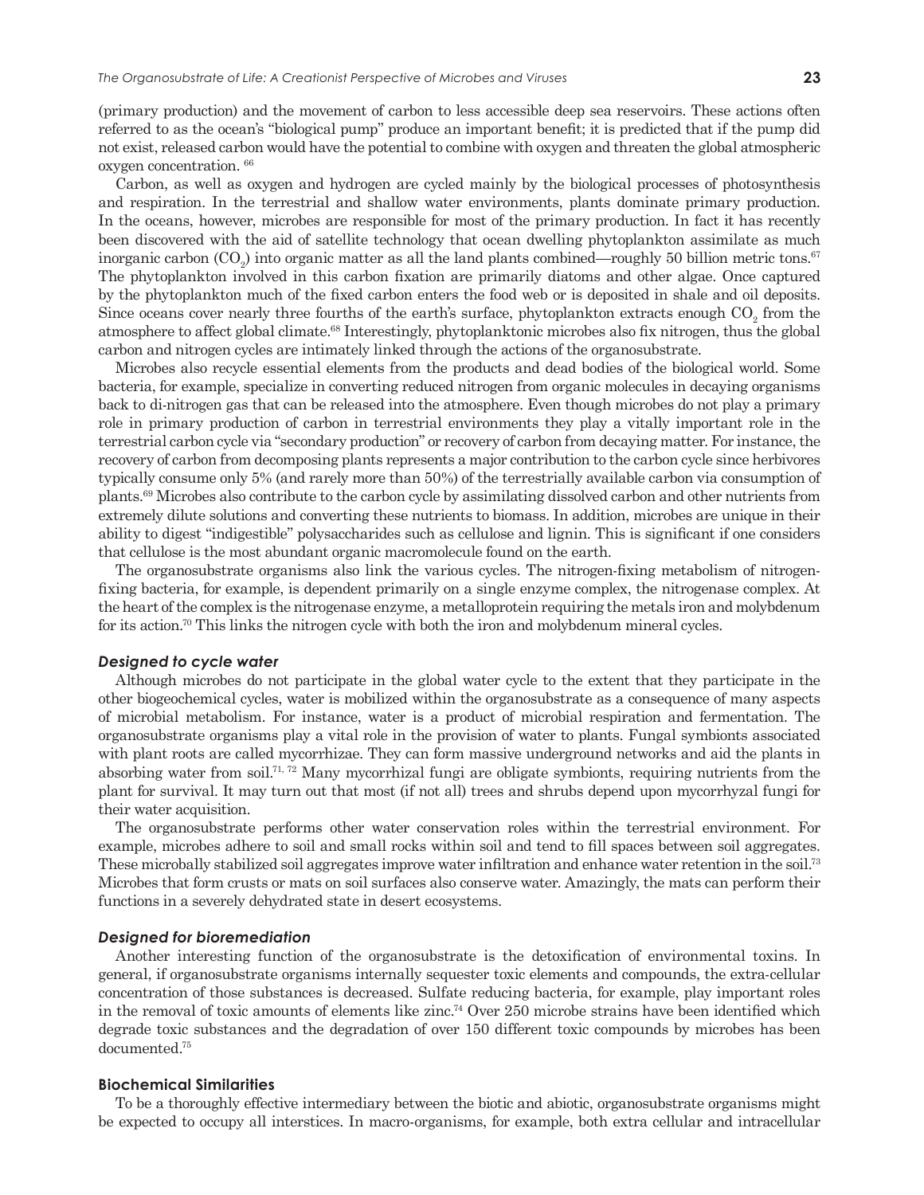(primary production) and the movement of carbon to less accessible deep sea reservoirs. These actions often referred to as the ocean's "biological pump" produce an important benefit; it is predicted that if the pump did not exist, released carbon would have the potential to combine with oxygen and threaten the global atmospheric oxygen concentration. [66]

Carbon, as well as oxygen and hydrogen are cycled mainly by the biological processes of photosynthesis and respiration. In the terrestrial and shallow water environments, plants dominate primary production. In the oceans, however, microbes are responsible for most of the primary production. In fact it has recently been discovered with the aid of satellite technology that ocean dwelling phytoplankton assimilate as much inorganic carbon ($CO_2$) into organic matter as all the land plants combined—roughly 50 billion metric tons.[67] The phytoplankton involved in this carbon fixation are primarily diatoms and other algae. Once captured by the phytoplankton much of the fixed carbon enters the food web or is deposited in shale and oil deposits. Since oceans cover nearly three fourths of the earth's surface, phytoplankton extracts enough $CO_2$ from the atmosphere to affect global climate.[68] Interestingly, phytoplanktonic microbes also fix nitrogen, thus the global carbon and nitrogen cycles are intimately linked through the actions of the organosubstrate.

Microbes also recycle essential elements from the products and dead bodies of the biological world. Some bacteria, for example, specialize in converting reduced nitrogen from organic molecules in decaying organisms back to di-nitrogen gas that can be released into the atmosphere. Even though microbes do not play a primary role in primary production of carbon in terrestrial environments they play a vitally important role in the terrestrial carbon cycle via "secondary production" or recovery of carbon from decaying matter. For instance, the recovery of carbon from decomposing plants represents a major contribution to the carbon cycle since herbivores typically consume only 5% (and rarely more than 50%) of the terrestrially available carbon via consumption of plants.[69] Microbes also contribute to the carbon cycle by assimilating dissolved carbon and other nutrients from extremely dilute solutions and converting these nutrients to biomass. In addition, microbes are unique in their ability to digest "indigestible" polysaccharides such as cellulose and lignin. This is significant if one considers that cellulose is the most abundant organic macromolecule found on the earth.

The organosubstrate organisms also link the various cycles. The nitrogen-fixing metabolism of nitrogen-fixing bacteria, for example, is dependent primarily on a single enzyme complex, the nitrogenase complex. At the heart of the complex is the nitrogenase enzyme, a metalloprotein requiring the metals iron and molybdenum for its action.[70] This links the nitrogen cycle with both the iron and molybdenum mineral cycles.

#### *Designed to cycle water*

Although microbes do not participate in the global water cycle to the extent that they participate in the other biogeochemical cycles, water is mobilized within the organosubstrate as a consequence of many aspects of microbial metabolism. For instance, water is a product of microbial respiration and fermentation. The organosubstrate organisms play a vital role in the provision of water to plants. Fungal symbionts associated with plant roots are called mycorrhizae. They can form massive underground networks and aid the plants in absorbing water from soil.[71, 72] Many mycorrhizal fungi are obligate symbionts, requiring nutrients from the plant for survival. It may turn out that most (if not all) trees and shrubs depend upon mycorrhyzal fungi for their water acquisition.

The organosubstrate performs other water conservation roles within the terrestrial environment. For example, microbes adhere to soil and small rocks within soil and tend to fill spaces between soil aggregates. These microbally stabilized soil aggregates improve water infiltration and enhance water retention in the soil.[73] Microbes that form crusts or mats on soil surfaces also conserve water. Amazingly, the mats can perform their functions in a severely dehydrated state in desert ecosystems.

#### *Designed for bioremediation*

Another interesting function of the organosubstrate is the detoxification of environmental toxins. In general, if organosubstrate organisms internally sequester toxic elements and compounds, the extra-cellular concentration of those substances is decreased. Sulfate reducing bacteria, for example, play important roles in the removal of toxic amounts of elements like zinc.[74] Over 250 microbe strains have been identified which degrade toxic substances and the degradation of over 150 different toxic compounds by microbes has been documented.[75]

### Biochemical Similarities

To be a thoroughly effective intermediary between the biotic and abiotic, organosubstrate organisms might be expected to occupy all interstices. In macro-organisms, for example, both extra cellular and intracellular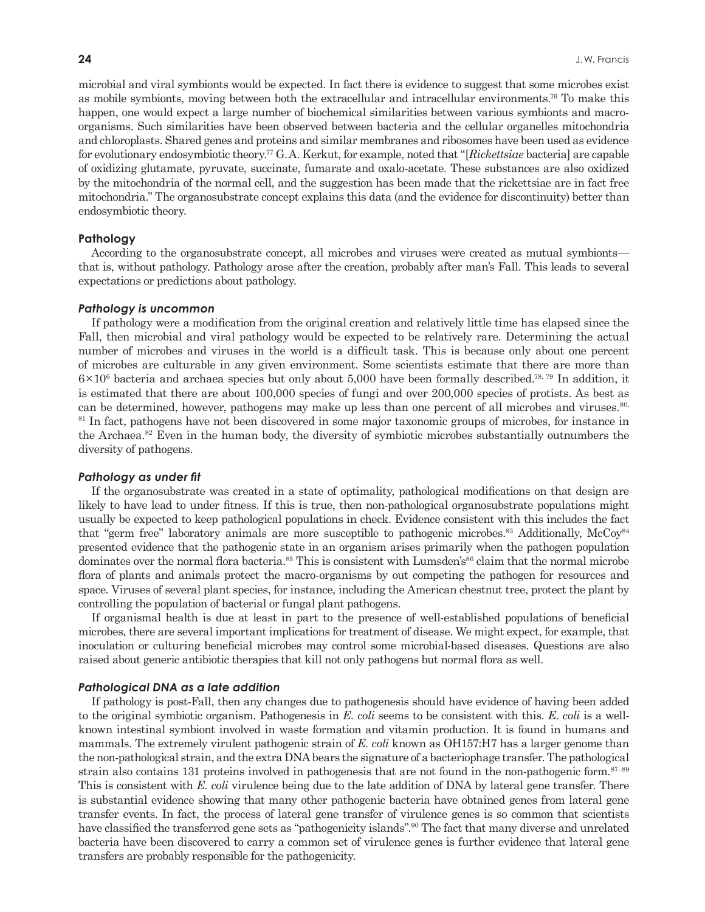microbial and viral symbionts would be expected. In fact there is evidence to suggest that some microbes exist as mobile symbionts, moving between both the extracellular and intracellular environments.[76] To make this happen, one would expect a large number of biochemical similarities between various symbionts and macro-organisms. Such similarities have been observed between bacteria and the cellular organelles mitochondria and chloroplasts. Shared genes and proteins and similar membranes and ribosomes have been used as evidence for evolutionary endosymbiotic theory.[77] G.A. Kerkut, for example, noted that "[*Rickettsiae* bacteria] are capable of oxidizing glutamate, pyruvate, succinate, fumarate and oxalo-acetate. These substances are also oxidized by the mitochondria of the normal cell, and the suggestion has been made that the rickettsiae are in fact free mitochondria." The organosubstrate concept explains this data (and the evidence for discontinuity) better than endosymbiotic theory.

### Pathology

According to the organosubstrate concept, all microbes and viruses were created as mutual symbionts—that is, without pathology. Pathology arose after the creation, probably after man's Fall. This leads to several expectations or predictions about pathology.

#### *Pathology is uncommon*

If pathology were a modification from the original creation and relatively little time has elapsed since the Fall, then microbial and viral pathology would be expected to be relatively rare. Determining the actual number of microbes and viruses in the world is a difficult task. This is because only about one percent of microbes are culturable in any given environment. Some scientists estimate that there are more than $6 \times 10^6$ bacteria and archaea species but only about 5,000 have been formally described.[78, 79] In addition, it is estimated that there are about 100,000 species of fungi and over 200,000 species of protists. As best as can be determined, however, pathogens may make up less than one percent of all microbes and viruses.[80, 81] In fact, pathogens have not been discovered in some major taxonomic groups of microbes, for instance in the Archaea.[82] Even in the human body, the diversity of symbiotic microbes substantially outnumbers the diversity of pathogens.

#### *Pathology as under fit*

If the organosubstrate was created in a state of optimality, pathological modifications on that design are likely to have lead to under fitness. If this is true, then non-pathological organosubstrate populations might usually be expected to keep pathological populations in check. Evidence consistent with this includes the fact that "germ free" laboratory animals are more susceptible to pathogenic microbes.[83] Additionally, McCoy[84] presented evidence that the pathogenic state in an organism arises primarily when the pathogen population dominates over the normal flora bacteria.[85] This is consistent with Lumsden's[86] claim that the normal microbe flora of plants and animals protect the macro-organisms by out competing the pathogen for resources and space. Viruses of several plant species, for instance, including the American chestnut tree, protect the plant by controlling the population of bacterial or fungal plant pathogens.

If organismal health is due at least in part to the presence of well-established populations of beneficial microbes, there are several important implications for treatment of disease. We might expect, for example, that inoculation or culturing beneficial microbes may control some microbial-based diseases. Questions are also raised about generic antibiotic therapies that kill not only pathogens but normal flora as well.

#### *Pathological DNA as a late addition*

If pathology is post-Fall, then any changes due to pathogenesis should have evidence of having been added to the original symbiotic organism. Pathogenesis in *E. coli* seems to be consistent with this. *E. coli* is a well-known intestinal symbiont involved in waste formation and vitamin production. It is found in humans and mammals. The extremely virulent pathogenic strain of *E. coli* known as OH157:H7 has a larger genome than the non-pathological strain, and the extra DNA bears the signature of a bacteriophage transfer. The pathological strain also contains 131 proteins involved in pathogenesis that are not found in the non-pathogenic form.[87–89] This is consistent with *E. coli* virulence being due to the late addition of DNA by lateral gene transfer. There is substantial evidence showing that many other pathogenic bacteria have obtained genes from lateral gene transfer events. In fact, the process of lateral gene transfer of virulence genes is so common that scientists have classified the transferred gene sets as "pathogenicity islands".[90] The fact that many diverse and unrelated bacteria have been discovered to carry a common set of virulence genes is further evidence that lateral gene transfers are probably responsible for the pathogenicity.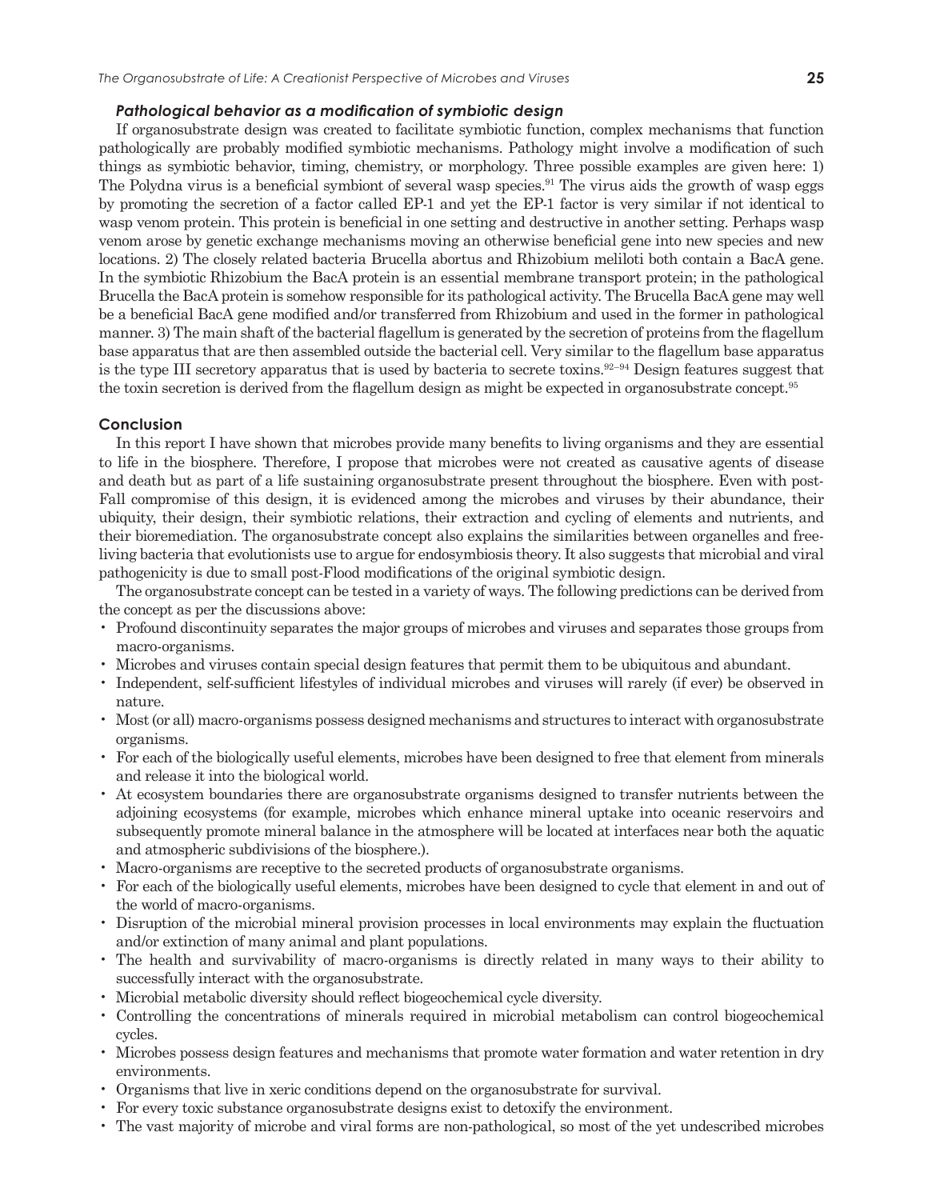### *Pathological behavior as a modification of symbiotic design*

If organosubstrate design was created to facilitate symbiotic function, complex mechanisms that function pathologically are probably modified symbiotic mechanisms. Pathology might involve a modification of such things as symbiotic behavior, timing, chemistry, or morphology. Three possible examples are given here: 1) The Polydna virus is a beneficial symbiont of several wasp species.[91] The virus aids the growth of wasp eggs by promoting the secretion of a factor called EP-1 and yet the EP-1 factor is very similar if not identical to wasp venom protein. This protein is beneficial in one setting and destructive in another setting. Perhaps wasp venom arose by genetic exchange mechanisms moving an otherwise beneficial gene into new species and new locations. 2) The closely related bacteria Brucella abortus and Rhizobium meliloti both contain a BacA gene. In the symbiotic Rhizobium the BacA protein is an essential membrane transport protein; in the pathological Brucella the BacA protein is somehow responsible for its pathological activity. The Brucella BacA gene may well be a beneficial BacA gene modified and/or transferred from Rhizobium and used in the former in pathological manner. 3) The main shaft of the bacterial flagellum is generated by the secretion of proteins from the flagellum base apparatus that are then assembled outside the bacterial cell. Very similar to the flagellum base apparatus is the type III secretory apparatus that is used by bacteria to secrete toxins.[92–94] Design features suggest that the toxin secretion is derived from the flagellum design as might be expected in organosubstrate concept.[95]

## Conclusion

In this report I have shown that microbes provide many benefits to living organisms and they are essential to life in the biosphere. Therefore, I propose that microbes were not created as causative agents of disease and death but as part of a life sustaining organosubstrate present throughout the biosphere. Even with post-Fall compromise of this design, it is evidenced among the microbes and viruses by their abundance, their ubiquity, their design, their symbiotic relations, their extraction and cycling of elements and nutrients, and their bioremediation. The organosubstrate concept also explains the similarities between organelles and free-living bacteria that evolutionists use to argue for endosymbiosis theory. It also suggests that microbial and viral pathogenicity is due to small post-Flood modifications of the original symbiotic design.

The organosubstrate concept can be tested in a variety of ways. The following predictions can be derived from the concept as per the discussions above:

- Profound discontinuity separates the major groups of microbes and viruses and separates those groups from macro-organisms.
- Microbes and viruses contain special design features that permit them to be ubiquitous and abundant.
- Independent, self-sufficient lifestyles of individual microbes and viruses will rarely (if ever) be observed in nature.
- Most (or all) macro-organisms possess designed mechanisms and structures to interact with organosubstrate organisms.
- For each of the biologically useful elements, microbes have been designed to free that element from minerals and release it into the biological world.
- At ecosystem boundaries there are organosubstrate organisms designed to transfer nutrients between the adjoining ecosystems (for example, microbes which enhance mineral uptake into oceanic reservoirs and subsequently promote mineral balance in the atmosphere will be located at interfaces near both the aquatic and atmospheric subdivisions of the biosphere.).
- Macro-organisms are receptive to the secreted products of organosubstrate organisms.
- For each of the biologically useful elements, microbes have been designed to cycle that element in and out of the world of macro-organisms.
- Disruption of the microbial mineral provision processes in local environments may explain the fluctuation and/or extinction of many animal and plant populations.
- The health and survivability of macro-organisms is directly related in many ways to their ability to successfully interact with the organosubstrate.
- Microbial metabolic diversity should reflect biogeochemical cycle diversity.
- Controlling the concentrations of minerals required in microbial metabolism can control biogeochemical cycles.
- Microbes possess design features and mechanisms that promote water formation and water retention in dry environments.
- Organisms that live in xeric conditions depend on the organosubstrate for survival.
- For every toxic substance organosubstrate designs exist to detoxify the environment.
- The vast majority of microbe and viral forms are non-pathological, so most of the yet undescribed microbes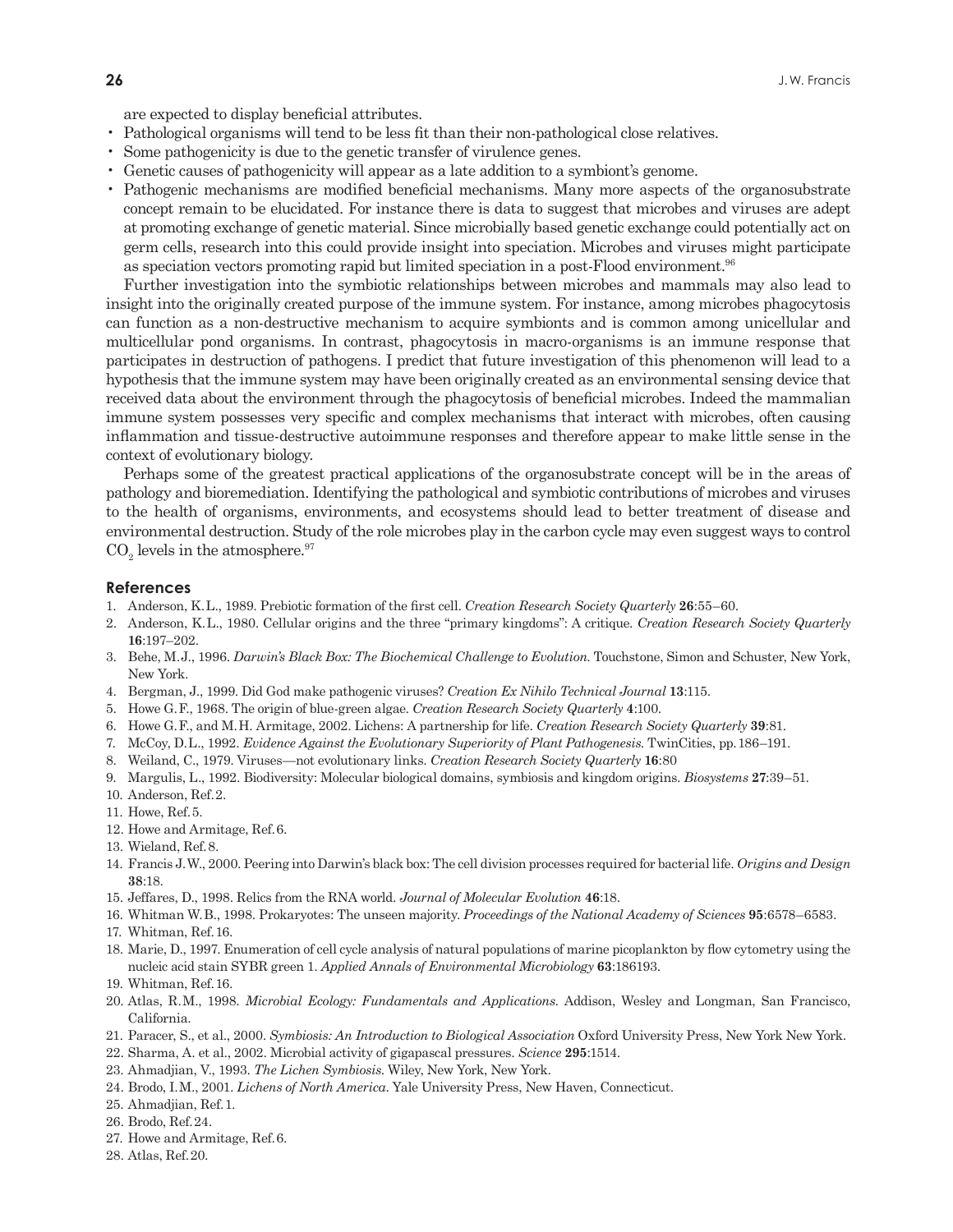are expected to display beneficial attributes.

- Pathological organisms will tend to be less fit than their non-pathological close relatives.
- Some pathogenicity is due to the genetic transfer of virulence genes.
- Genetic causes of pathogenicity will appear as a late addition to a symbiont's genome.
- Pathogenic mechanisms are modified beneficial mechanisms. Many more aspects of the organosubstrate concept remain to be elucidated. For instance there is data to suggest that microbes and viruses are adept at promoting exchange of genetic material. Since microbially based genetic exchange could potentially act on germ cells, research into this could provide insight into speciation. Microbes and viruses might participate as speciation vectors promoting rapid but limited speciation in a post-Flood environment.[96]

Further investigation into the symbiotic relationships between microbes and mammals may also lead to insight into the originally created purpose of the immune system. For instance, among microbes phagocytosis can function as a non-destructive mechanism to acquire symbionts and is common among unicellular and multicellular pond organisms. In contrast, phagocytosis in macro-organisms is an immune response that participates in destruction of pathogens. I predict that future investigation of this phenomenon will lead to a hypothesis that the immune system may have been originally created as an environmental sensing device that received data about the environment through the phagocytosis of beneficial microbes. Indeed the mammalian immune system possesses very specific and complex mechanisms that interact with microbes, often causing inflammation and tissue-destructive autoimmune responses and therefore appear to make little sense in the context of evolutionary biology.

Perhaps some of the greatest practical applications of the organosubstrate concept will be in the areas of pathology and bioremediation. Identifying the pathological and symbiotic contributions of microbes and viruses to the health of organisms, environments, and ecosystems should lead to better treatment of disease and environmental destruction. Study of the role microbes play in the carbon cycle may even suggest ways to control $CO_2$ levels in the atmosphere.[97]

## References

1. Anderson, K.L., 1989. Prebiotic formation of the first cell. *Creation Research Society Quarterly* **26**:55–60.
2. Anderson, K.L., 1980. Cellular origins and the three "primary kingdoms": A critique. *Creation Research Society Quarterly* **16**:197–202.
3. Behe, M.J., 1996. *Darwin's Black Box: The Biochemical Challenge to Evolution.* Touchstone, Simon and Schuster, New York, New York.
4. Bergman, J., 1999. Did God make pathogenic viruses? *Creation Ex Nihilo Technical Journal* **13**:115.
5. Howe G.F., 1968. The origin of blue-green algae. *Creation Research Society Quarterly* **4**:100.
6. Howe G.F., and M.H. Armitage, 2002. Lichens: A partnership for life. *Creation Research Society Quarterly* **39**:81.
7. McCoy, D.L., 1992. *Evidence Against the Evolutionary Superiority of Plant Pathogenesis.* TwinCities, pp. 186–191.
8. Weiland, C., 1979. Viruses—not evolutionary links. *Creation Research Society Quarterly* **16**:80
9. Margulis, L., 1992. Biodiversity: Molecular biological domains, symbiosis and kingdom origins. *Biosystems* **27**:39–51.
10. Anderson, Ref. 2.
11. Howe, Ref. 5.
12. Howe and Armitage, Ref. 6.
13. Wieland, Ref. 8.
14. Francis J.W., 2000. Peering into Darwin's black box: The cell division processes required for bacterial life. *Origins and Design* **38**:18.
15. Jeffares, D., 1998. Relics from the RNA world. *Journal of Molecular Evolution* **46**:18.
16. Whitman W.B., 1998. Prokaryotes: The unseen majority. *Proceedings of the National Academy of Sciences* **95**:6578–6583.
17. Whitman, Ref. 16.
18. Marie, D., 1997. Enumeration of cell cycle analysis of natural populations of marine picoplankton by flow cytometry using the nucleic acid stain SYBR green 1. *Applied Annals of Environmental Microbiology* **63**:186193.
19. Whitman, Ref. 16.
20. Atlas, R.M., 1998. *Microbial Ecology: Fundamentals and Applications.* Addison, Wesley and Longman, San Francisco, California.
21. Paracer, S., et al., 2000. *Symbiosis: An Introduction to Biological Association* Oxford University Press, New York New York.
22. Sharma, A. et al., 2002. Microbial activity of gigapascal pressures. *Science* **295**:1514.
23. Ahmadjian, V., 1993. *The Lichen Symbiosis.* Wiley, New York, New York.
24. Brodo, I.M., 2001. *Lichens of North America.* Yale University Press, New Haven, Connecticut.
25. Ahmadjian, Ref. 1.
26. Brodo, Ref. 24.
27. Howe and Armitage, Ref. 6.
28. Atlas, Ref. 20.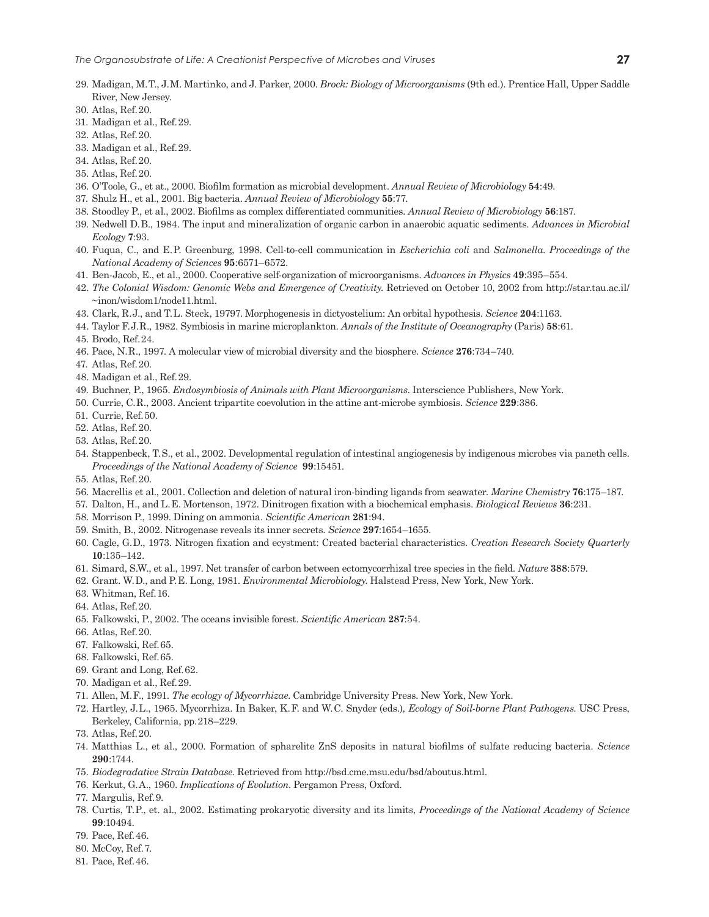29. Madigan, M.T., J.M. Martinko, and J. Parker, 2000. *Brock: Biology of Microorganisms* (9th ed.). Prentice Hall, Upper Saddle River, New Jersey.
30. Atlas, Ref. 20.
31. Madigan et al., Ref. 29.
32. Atlas, Ref. 20.
33. Madigan et al., Ref. 29.
34. Atlas, Ref. 20.
35. Atlas, Ref. 20.
36. O'Toole, G., et at., 2000. Biofilm formation as microbial development. *Annual Review of Microbiology* **54**:49.
37. Shulz H., et al., 2001. Big bacteria. *Annual Review of Microbiology* **55**:77.
38. Stoodley P., et al., 2002. Biofilms as complex differentiated communities. *Annual Review of Microbiology* **56**:187.
39. Nedwell D.B., 1984. The input and mineralization of organic carbon in anaerobic aquatic sediments. *Advances in Microbial Ecology* **7**:93.
40. Fuqua, C., and E.P. Greenburg, 1998. Cell-to-cell communication in *Escherichia coli* and *Salmonella*. *Proceedings of the National Academy of Sciences* **95**:6571–6572.
41. Ben-Jacob, E., et al., 2000. Cooperative self-organization of microorganisms. *Advances in Physics* **49**:395–554.
42. *The Colonial Wisdom: Genomic Webs and Emergence of Creativity.* Retrieved on October 10, 2002 from http://star.tau.ac.il/~inon/wisdom1/node11.html.
43. Clark, R.J., and T.L. Steck, 19797. Morphogenesis in dictyostelium: An orbital hypothesis. *Science* **204**:1163.
44. Taylor F.J.R., 1982. Symbiosis in marine microplankton. *Annals of the Institute of Oceanography* (Paris) **58**:61.
45. Brodo, Ref. 24.
46. Pace, N.R., 1997. A molecular view of microbial diversity and the biosphere. *Science* **276**:734–740.
47. Atlas, Ref. 20.
48. Madigan et al., Ref. 29.
49. Buchner, P., 1965. *Endosymbiosis of Animals with Plant Microorganisms.* Interscience Publishers, New York.
50. Currie, C.R., 2003. Ancient tripartite coevolution in the attine ant-microbe symbiosis. *Science* **229**:386.
51. Currie, Ref. 50.
52. Atlas, Ref. 20.
53. Atlas, Ref. 20.
54. Stappenbeck, T.S., et al., 2002. Developmental regulation of intestinal angiogenesis by indigenous microbes via paneth cells. *Proceedings of the National Academy of Science* **99**:15451.
55. Atlas, Ref. 20.
56. Macrellis et al., 2001. Collection and deletion of natural iron-binding ligands from seawater. *Marine Chemistry* **76**:175–187.
57. Dalton, H., and L.E. Mortenson, 1972. Dinitrogen fixation with a biochemical emphasis. *Biological Reviews* **36**:231.
58. Morrison P., 1999. Dining on ammonia. *Scientific American* **281**:94.
59. Smith, B., 2002. Nitrogenase reveals its inner secrets. *Science* **297**:1654–1655.
60. Cagle, G.D., 1973. Nitrogen fixation and ecystment: Created bacterial characteristics. *Creation Research Society Quarterly* **10**:135–142.
61. Simard, S.W., et al., 1997. Net transfer of carbon between ectomycorrhizal tree species in the field. *Nature* **388**:579.
62. Grant. W.D., and P.E. Long, 1981. *Environmental Microbiology.* Halstead Press, New York, New York.
63. Whitman, Ref. 16.
64. Atlas, Ref. 20.
65. Falkowski, P., 2002. The oceans invisible forest. *Scientific American* **287**:54.
66. Atlas, Ref. 20.
67. Falkowski, Ref. 65.
68. Falkowski, Ref. 65.
69. Grant and Long, Ref. 62.
70. Madigan et al., Ref. 29.
71. Allen, M.F., 1991. *The ecology of Mycorrhizae.* Cambridge University Press. New York, New York.
72. Hartley, J.L., 1965. Mycorrhiza. In Baker, K.F. and W.C. Snyder (eds.), *Ecology of Soil-borne Plant Pathogens.* USC Press, Berkeley, California, pp. 218–229.
73. Atlas, Ref. 20.
74. Matthias L., et al., 2000. Formation of spharelite ZnS deposits in natural biofilms of sulfate reducing bacteria. *Science* **290**:1744.
75. *Biodegradative Strain Database.* Retrieved from http://bsd.cme.msu.edu/bsd/aboutus.html.
76. Kerkut, G.A., 1960. *Implications of Evolution.* Pergamon Press, Oxford.
77. Margulis, Ref. 9.
78. Curtis, T.P., et. al., 2002. Estimating prokaryotic diversity and its limits, *Proceedings of the National Academy of Science* **99**:10494.
79. Pace, Ref. 46.
80. McCoy, Ref. 7.
81. Pace, Ref. 46.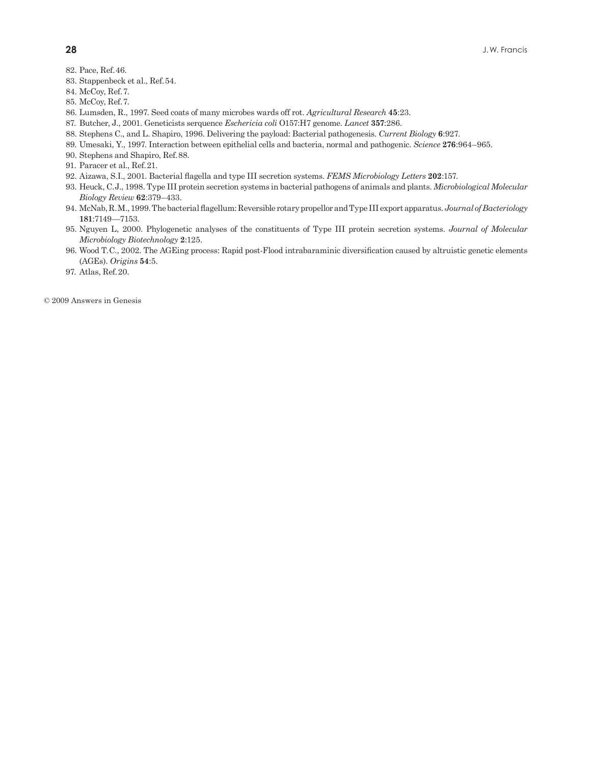82. Pace, Ref. 46.
83. Stappenbeck et al., Ref. 54.
84. McCoy, Ref. 7.
85. McCoy, Ref. 7.
86. Lumsden, R., 1997. Seed coats of many microbes wards off rot. *Agricultural Research* **45**:23.
87. Butcher, J., 2001. Geneticists serquence *Eschericia coli* O157:H7 genome. *Lancet* **357**:286.
88. Stephens C., and L. Shapiro, 1996. Delivering the payload: Bacterial pathogenesis. *Current Biology* **6**:927.
89. Umesaki, Y., 1997. Interaction between epithelial cells and bacteria, normal and pathogenic. *Science* **276**:964–965.
90. Stephens and Shapiro, Ref. 88.
91. Paracer et al., Ref. 21.
92. Aizawa, S.I., 2001. Bacterial flagella and type III secretion systems. *FEMS Microbiology Letters* **202**:157.
93. Heuck, C.J., 1998. Type III protein secretion systems in bacterial pathogens of animals and plants. *Microbiological Molecular Biology Review* **62**:379–433.
94. McNab, R.M., 1999. The bacterial flagellum: Reversible rotary propellor and Type III export apparatus. *Journal of Bacteriology* **181**:7149—7153.
95. Nguyen L, 2000. Phylogenetic analyses of the constituents of Type III protein secretion systems. *Journal of Molecular Microbiology Biotechnology* **2**:125.
96. Wood T.C., 2002. The AGEing process: Rapid post-Flood intrabaraminic diversification caused by altruistic genetic elements (AGEs). *Origins* **54**:5.
97. Atlas, Ref. 20.

© 2009 Answers in Genesis